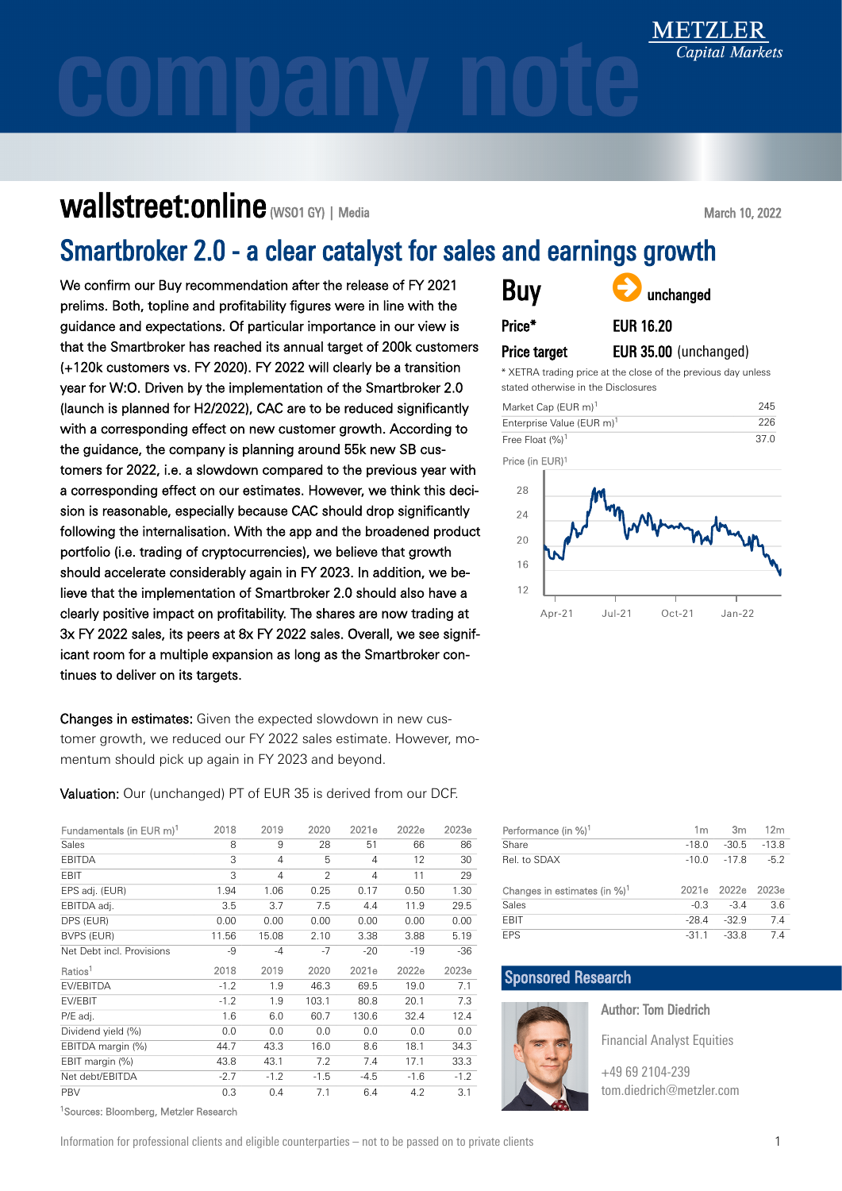# wallstreet:online (WS01 GY) | Media

March 10, 2022

## Smartbroker 2.0 - a clear catalyst for sales and earnings growth

We confirm our Buy recommendation after the release of FY 2021 prelims. Both, topline and profitability figures were in line with the guidance and expectations. Of particular importance in our view is that the Smartbroker has reached its annual target of 200k customers (+120k customers vs. FY 2020). FY 2022 will clearly be a transition year for W:O. Driven by the implementation of the Smartbroker 2.0 (launch is planned for H2/2022), CAC are to be reduced significantly with a corresponding effect on new customer growth. According to the guidance, the company is planning around 55k new SB customers for 2022, i.e. a slowdown compared to the previous year with a corresponding effect on our estimates. However, we think this decision is reasonable, especially because CAC should drop significantly following the internalisation. With the app and the broadened product portfolio (i.e. trading of cryptocurrencies), we believe that growth should accelerate considerably again in FY 2023. In addition, we believe that the implementation of Smartbroker 2.0 should also have a clearly positive impact on profitability. The shares are now trading at 3x FY 2022 sales, its peers at 8x FY 2022 sales. Overall, we see significant room for a multiple expansion as long as the Smartbroker continues to deliver on its targets.

**Changes in estimates:** Given the expected slowdown in new customer growth, we reduced our FY 2022 sales estimate. However, momentum should pick up again in FY 2023 and beyond.

**Valuation:** Our (unchanged) PT of EUR 35 is derived from our DCF.

| Fundamentals (in EUR m)[1] | 2018 | 2019 | 2020 | 2021e | 2022e | 2023e |
|---|---|---|---|---|---|---|
| Sales | 8 | 9 | 28 | 51 | 66 | 86 |
| EBITDA | 3 | 4 | 5 | 4 | 12 | 30 |
| EBIT | 3 | 4 | 2 | 4 | 11 | 29 |
| EPS adj. (EUR) | 1.94 | 1.06 | 0.25 | 0.17 | 0.50 | 1.30 |
| EBITDA adj. | 3.5 | 3.7 | 7.5 | 4.4 | 11.9 | 29.5 |
| DPS (EUR) | 0.00 | 0.00 | 0.00 | 0.00 | 0.00 | 0.00 |
| BVPS (EUR) | 11.56 | 15.08 | 2.10 | 3.38 | 3.88 | 5.19 |
| Net Debt incl. Provisions | -9 | -4 | -7 | -20 | -19 | -36 |

| Ratios[1] | 2018 | 2019 | 2020 | 2021e | 2022e | 2023e |
|---|---|---|---|---|---|---|
| EV/EBITDA | -1.2 | 1.9 | 46.3 | 69.5 | 19.0 | 7.1 |
| EV/EBIT | -1.2 | 1.9 | 103.1 | 80.8 | 20.1 | 7.3 |
| P/E adj. | 1.6 | 6.0 | 60.7 | 130.6 | 32.4 | 12.4 |
| Dividend yield (%) | 0.0 | 0.0 | 0.0 | 0.0 | 0.0 | 0.0 |
| EBITDA margin (%) | 44.7 | 43.3 | 16.0 | 8.6 | 18.1 | 34.3 |
| EBIT margin (%) | 43.8 | 43.1 | 7.2 | 7.4 | 17.1 | 33.3 |
| Net debt/EBITDA | -2.7 | -1.2 | -1.5 | -4.5 | -1.6 | -1.2 |
| PBV | 0.3 | 0.4 | 7.1 | 6.4 | 4.2 | 3.1 |

[1]Sources: Bloomberg, Metzler Research

**Buy** unchanged

**Price*** EUR 16.20

**Price target** EUR 35.00 (unchanged)

* XETRA trading price at the close of the previous day unless stated otherwise in the Disclosures

| | |
|---|---|
| Market Cap (EUR m)[1] | 245 |
| Enterprise Value (EUR m)[1] | 226 |
| Free Float (%)[1] | 37.0 |

Price (in EUR)[1]

| Performance (in %)[1] | 1m | 3m | 12m |
|---|---|---|---|
| Share | -18.0 | -30.5 | -13.8 |
| Rel. to SDAX | -10.0 | -17.8 | -5.2 |

| Changes in estimates (in %)[1] | 2021e | 2022e | 2023e |
|---|---|---|---|
| Sales | -0.3 | -3.4 | 3.6 |
| EBIT | -28.4 | -32.9 | 7.4 |
| EPS | -31.1 | -33.8 | 7.4 |

### Sponsored Research

**Author: Tom Diedrich**

Financial Analyst Equities

+49 69 2104-239
tom.diedrich@metzler.com

Information for professional clients and eligible counterparties – not to be passed on to private clients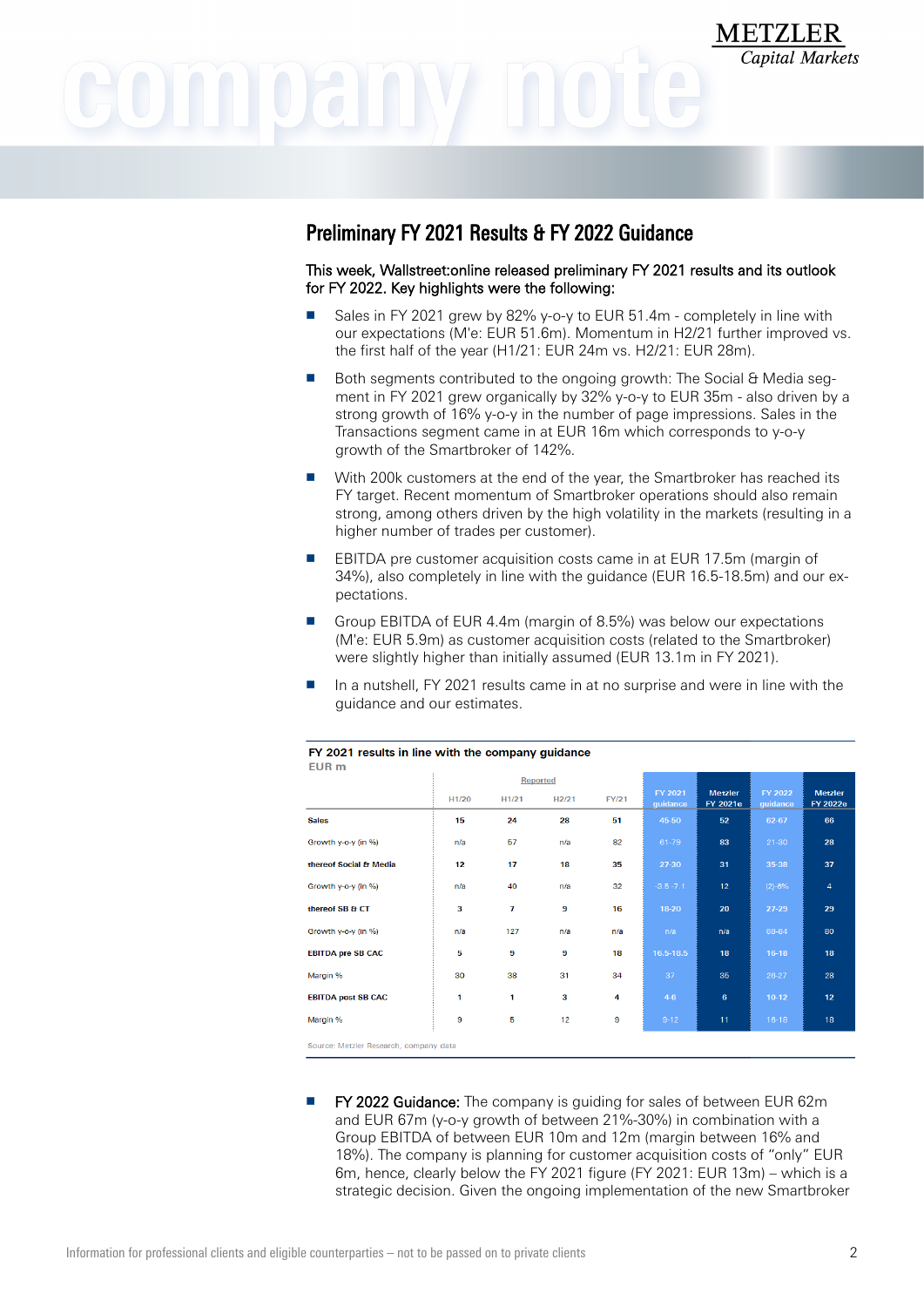## Preliminary FY 2021 Results & FY 2022 Guidance

This week, Wallstreet:online released preliminary FY 2021 results and its outlook for FY 2022. Key highlights were the following:

- Sales in FY 2021 grew by 82% y-o-y to EUR 51.4m - completely in line with our expectations (M'e: EUR 51.6m). Momentum in H2/21 further improved vs. the first half of the year (H1/21: EUR 24m vs. H2/21: EUR 28m).
- Both segments contributed to the ongoing growth: The Social & Media segment in FY 2021 grew organically by 32% y-o-y to EUR 35m - also driven by a strong growth of 16% y-o-y in the number of page impressions. Sales in the Transactions segment came in at EUR 16m which corresponds to y-o-y growth of the Smartbroker of 142%.
- With 200k customers at the end of the year, the Smartbroker has reached its FY target. Recent momentum of Smartbroker operations should also remain strong, among others driven by the high volatility in the markets (resulting in a higher number of trades per customer).
- EBITDA pre customer acquisition costs came in at EUR 17.5m (margin of 34%), also completely in line with the guidance (EUR 16.5-18.5m) and our expectations.
- Group EBITDA of EUR 4.4m (margin of 8.5%) was below our expectations (M'e: EUR 5.9m) as customer acquisition costs (related to the Smartbroker) were slightly higher than initially assumed (EUR 13.1m in FY 2021).
- In a nutshell, FY 2021 results came in at no surprise and were in line with the guidance and our estimates.

**FY 2021 results in line with the company guidance**
EUR m

| | Reported | | | | FY 2021 guidance | Metzler FY 2021e | FY 2022 guidance | Metzler FY 2022e |
|---|---|---|---|---|---|---|---|---|
| | H1/20 | H1/21 | H2/21 | FY/21 | | | | |
| **Sales** | 15 | 24 | 28 | 51 | 45-50 | 52 | 62-67 | 66 |
| Growth y-o-y (in %) | n/a | 57 | n/a | 82 | 61-79 | 83 | 21-30 | 28 |
| **thereof Social & Media** | 12 | 17 | 18 | 35 | 27-30 | 31 | 35-38 | 37 |
| Growth y-o-y (in %) | n/a | 40 | n/a | 32 | -3.5-7.1 | 12 | (2)-8% | 4 |
| **thereof SB & CT** | 3 | 7 | 9 | 16 | 18-20 | 20 | 27-29 | 29 |
| Growth y-o-y (in %) | n/a | 127 | n/a | n/a | n/a | n/a | 68-84 | 80 |
| **EBITDA pre SB CAC** | 5 | 9 | 9 | 18 | 16.5-18.5 | 18 | 16-18 | 18 |
| Margin % | 30 | 38 | 31 | 34 | 37 | 35 | 26-27 | 28 |
| **EBITDA post SB CAC** | 1 | 1 | 3 | 4 | 4-6 | 6 | 10-12 | 12 |
| Margin % | 9 | 5 | 12 | 9 | 9-12 | 11 | 16-18 | 18 |

Source: Metzler Research, company data

- FY 2022 Guidance: The company is guiding for sales of between EUR 62m and EUR 67m (y-o-y growth of between 21%-30%) in combination with a Group EBITDA of between EUR 10m and 12m (margin between 16% and 18%). The company is planning for customer acquisition costs of "only" EUR 6m, hence, clearly below the FY 2021 figure (FY 2021: EUR 13m) – which is a strategic decision. Given the ongoing implementation of the new Smartbroker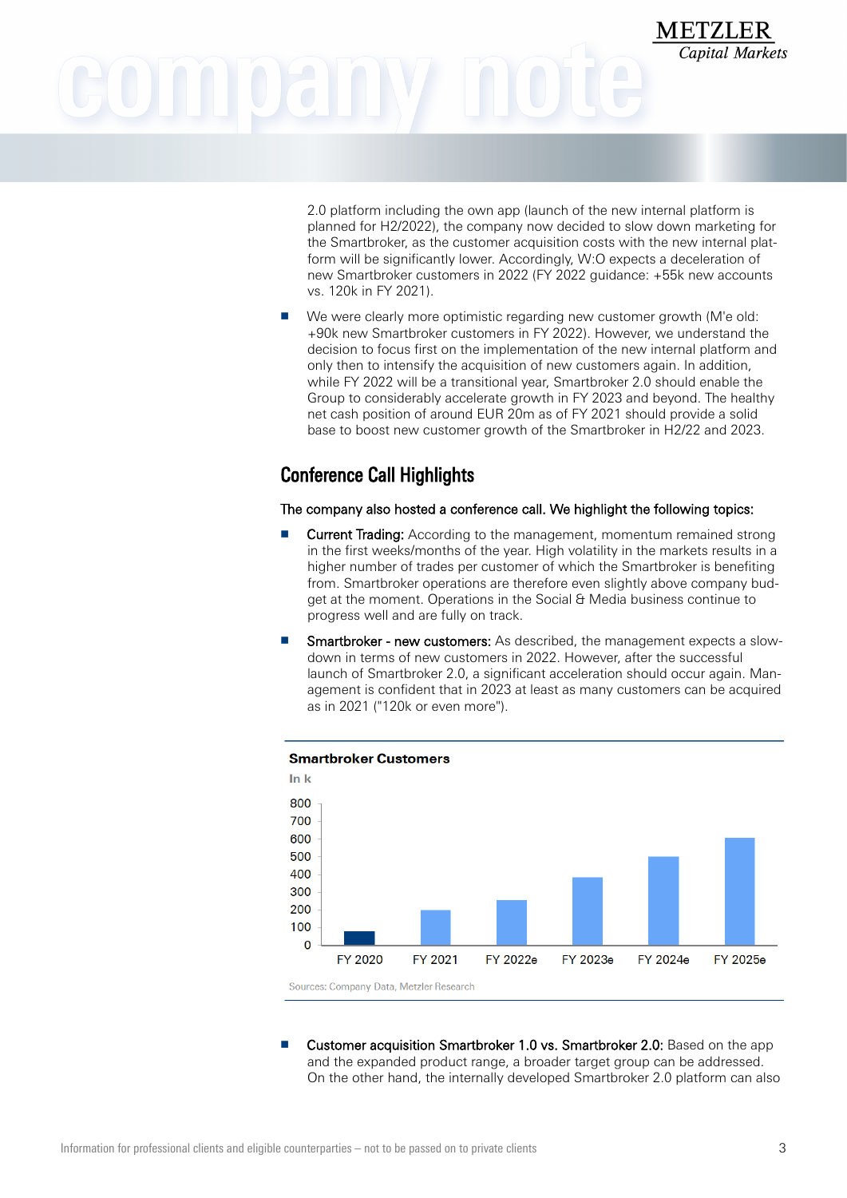2.0 platform including the own app (launch of the new internal platform is planned for H2/2022), the company now decided to slow down marketing for the Smartbroker, as the customer acquisition costs with the new internal platform will be significantly lower. Accordingly, W:O expects a deceleration of new Smartbroker customers in 2022 (FY 2022 guidance: +55k new accounts vs. 120k in FY 2021).

- We were clearly more optimistic regarding new customer growth (M'e old: +90k new Smartbroker customers in FY 2022). However, we understand the decision to focus first on the implementation of the new internal platform and only then to intensify the acquisition of new customers again. In addition, while FY 2022 will be a transitional year, Smartbroker 2.0 should enable the Group to considerably accelerate growth in FY 2023 and beyond. The healthy net cash position of around EUR 20m as of FY 2021 should provide a solid base to boost new customer growth of the Smartbroker in H2/22 and 2023.

## Conference Call Highlights

The company also hosted a conference call. We highlight the following topics:

- Current Trading: According to the management, momentum remained strong in the first weeks/months of the year. High volatility in the markets results in a higher number of trades per customer of which the Smartbroker is benefiting from. Smartbroker operations are therefore even slightly above company budget at the moment. Operations in the Social & Media business continue to progress well and are fully on track.

- Smartbroker - new customers: As described, the management expects a slowdown in terms of new customers in 2022. However, after the successful launch of Smartbroker 2.0, a significant acceleration should occur again. Management is confident that in 2023 at least as many customers can be acquired as in 2021 ("120k or even more").

**Smartbroker Customers**

In k

| | FY 2020 | FY 2021 | FY 2022e | FY 2023e | FY 2024e | FY 2025e |
|---|---|---|---|---|---|---|
| Customers (k, approx.) | 80 | 200 | 255 | 380 | 500 | 605 |

Sources: Company Data, Metzler Research

- Customer acquisition Smartbroker 1.0 vs. Smartbroker 2.0: Based on the app and the expanded product range, a broader target group can be addressed. On the other hand, the internally developed Smartbroker 2.0 platform can also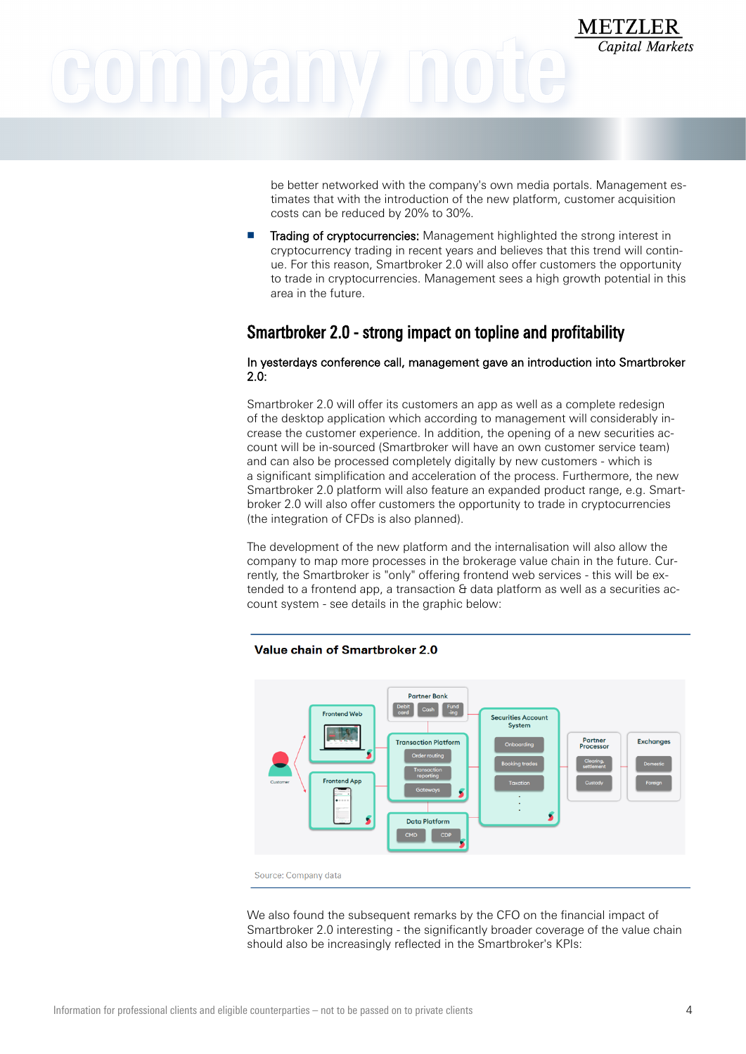be better networked with the company's own media portals. Management estimates that with the introduction of the new platform, customer acquisition costs can be reduced by 20% to 30%.

- Trading of cryptocurrencies: Management highlighted the strong interest in cryptocurrency trading in recent years and believes that this trend will continue. For this reason, Smartbroker 2.0 will also offer customers the opportunity to trade in cryptocurrencies. Management sees a high growth potential in this area in the future.

## Smartbroker 2.0 - strong impact on topline and profitability

**In yesterdays conference call, management gave an introduction into Smartbroker 2.0:**

Smartbroker 2.0 will offer its customers an app as well as a complete redesign of the desktop application which according to management will considerably increase the customer experience. In addition, the opening of a new securities account will be in-sourced (Smartbroker will have an own customer service team) and can also be processed completely digitally by new customers - which is a significant simplification and acceleration of the process. Furthermore, the new Smartbroker 2.0 platform will also feature an expanded product range, e.g. Smartbroker 2.0 will also offer customers the opportunity to trade in cryptocurrencies (the integration of CFDs is also planned).

The development of the new platform and the internalisation will also allow the company to map more processes in the brokerage value chain in the future. Currently, the Smartbroker is "only" offering frontend web services - this will be extended to a frontend app, a transaction & data platform as well as a securities account system - see details in the graphic below:

**Value chain of Smartbroker 2.0**

Customer | Frontend Web | Frontend App | Partner Bank: Debit card, Cash, Fund-ing | Transaction Platform: Order routing, Transaction reporting, Gateways | Data Platform: CMD, CDP | Securities Account System: Onboarding, Booking trades, Taxation | Partner Processor: Clearing, settlement, Custody | Exchanges: Domestic, Foreign

Source: Company data

We also found the subsequent remarks by the CFO on the financial impact of Smartbroker 2.0 interesting - the significantly broader coverage of the value chain should also be increasingly reflected in the Smartbroker's KPIs: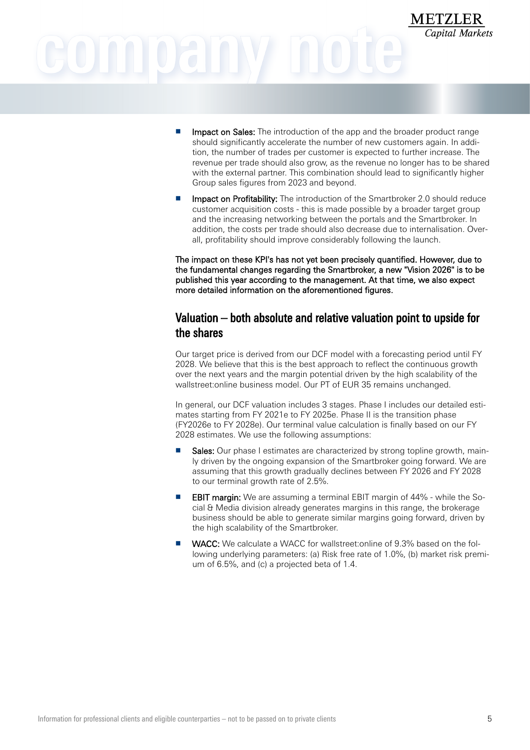- **Impact on Sales:** The introduction of the app and the broader product range should significantly accelerate the number of new customers again. In addition, the number of trades per customer is expected to further increase. The revenue per trade should also grow, as the revenue no longer has to be shared with the external partner. This combination should lead to significantly higher Group sales figures from 2023 and beyond.
- **Impact on Profitability:** The introduction of the Smartbroker 2.0 should reduce customer acquisition costs - this is made possible by a broader target group and the increasing networking between the portals and the Smartbroker. In addition, the costs per trade should also decrease due to internalisation. Overall, profitability should improve considerably following the launch.

**The impact on these KPI's has not yet been precisely quantified. However, due to the fundamental changes regarding the Smartbroker, a new "Vision 2026" is to be published this year according to the management. At that time, we also expect more detailed information on the aforementioned figures.**

## Valuation – both absolute and relative valuation point to upside for the shares

Our target price is derived from our DCF model with a forecasting period until FY 2028. We believe that this is the best approach to reflect the continuous growth over the next years and the margin potential driven by the high scalability of the wallstreet:online business model. Our PT of EUR 35 remains unchanged.

In general, our DCF valuation includes 3 stages. Phase I includes our detailed estimates starting from FY 2021e to FY 2025e. Phase II is the transition phase (FY2026e to FY 2028e). Our terminal value calculation is finally based on our FY 2028 estimates. We use the following assumptions:

- **Sales:** Our phase I estimates are characterized by strong topline growth, mainly driven by the ongoing expansion of the Smartbroker going forward. We are assuming that this growth gradually declines between FY 2026 and FY 2028 to our terminal growth rate of 2.5%.
- **EBIT margin:** We are assuming a terminal EBIT margin of 44% - while the Social & Media division already generates margins in this range, the brokerage business should be able to generate similar margins going forward, driven by the high scalability of the Smartbroker.
- **WACC:** We calculate a WACC for wallstreet:online of 9.3% based on the following underlying parameters: (a) Risk free rate of 1.0%, (b) market risk premium of 6.5%, and (c) a projected beta of 1.4.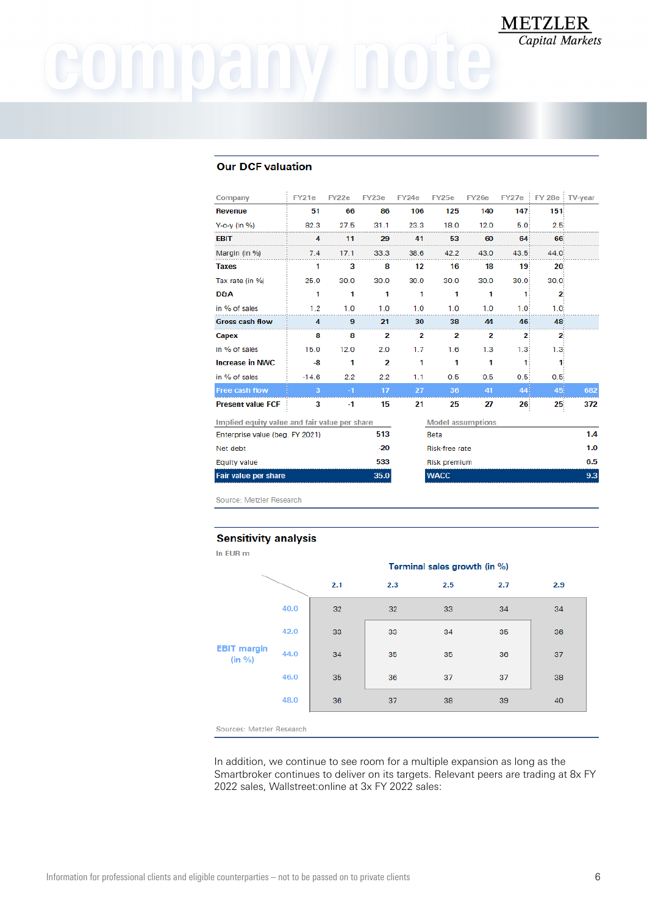## Our DCF valuation

| Company | FY21e | FY22e | FY23e | FY24e | FY25e | FY26e | FY27e | FY 28e | TV-year |
|---|---|---|---|---|---|---|---|---|---|
| **Revenue** | 51 | 66 | 86 | 106 | 125 | 140 | 147 | 151 | |
| Y-o-y (in %) | 82.3 | 27.5 | 31.1 | 23.3 | 18.0 | 12.0 | 5.0 | 2.5 | |
| **EBIT** | 4 | 11 | 29 | 41 | 53 | 60 | 64 | 66 | |
| Margin (in %) | 7.4 | 17.1 | 33.3 | 38.6 | 42.2 | 43.0 | 43.5 | 44.0 | |
| **Taxes** | 1 | 3 | 8 | 12 | 16 | 18 | 19 | 20 | |
| Tax rate (in %) | 25.0 | 30.0 | 30.0 | 30.0 | 30.0 | 30.0 | 30.0 | 30.0 | |
| **D&A** | 1 | 1 | 1 | 1 | 1 | 1 | 1 | 2 | |
| in % of sales | 1.2 | 1.0 | 1.0 | 1.0 | 1.0 | 1.0 | 1.0 | 1.0 | |
| **Gross cash flow** | 4 | 9 | 21 | 30 | 38 | 44 | 46 | 48 | |
| **Capex** | 8 | 8 | 2 | 2 | 2 | 2 | 2 | 2 | |
| in % of sales | 15.0 | 12.0 | 2.0 | 1.7 | 1.6 | 1.3 | 1.3 | 1.3 | |
| **Increase in NWC** | -8 | 1 | 2 | 1 | 1 | 1 | 1 | 1 | |
| in % of sales | -14.6 | 2.2 | 2.2 | 1.1 | 0.5 | 0.5 | 0.5 | 0.5 | |
| **Free cash flow** | 3 | -1 | 17 | 27 | 36 | 41 | 44 | 45 | 682 |
| **Present value FCF** | 3 | -1 | 15 | 21 | 25 | 27 | 26 | 25 | 372 |

| Implied equity value and fair value per share | |
|---|---|
| Enterprise value (beg. FY 2021) | 513 |
| Net debt | -20 |
| Equity value | 533 |
| **Fair value per share** | **35.0** |

| Model assumptions | |
|---|---|
| Beta | 1.4 |
| Risk-free rate | 1.0 |
| Risk premium | 6.5 |
| **WACC** | **9.3** |

Source: Metzler Research

## Sensitivity analysis

In EUR m

| EBIT margin (in %) \ Terminal sales growth (in %) | 2.1 | 2.3 | 2.5 | 2.7 | 2.9 |
|---|---|---|---|---|---|
| 40.0 | 32 | 32 | 33 | 34 | 34 |
| 42.0 | 33 | 33 | 34 | 35 | 36 |
| 44.0 | 34 | 35 | 35 | 36 | 37 |
| 46.0 | 35 | 36 | 37 | 37 | 38 |
| 48.0 | 36 | 37 | 38 | 39 | 40 |

Sources: Metzler Research

In addition, we continue to see room for a multiple expansion as long as the Smartbroker continues to deliver on its targets. Relevant peers are trading at 8x FY 2022 sales, Wallstreet:online at 3x FY 2022 sales: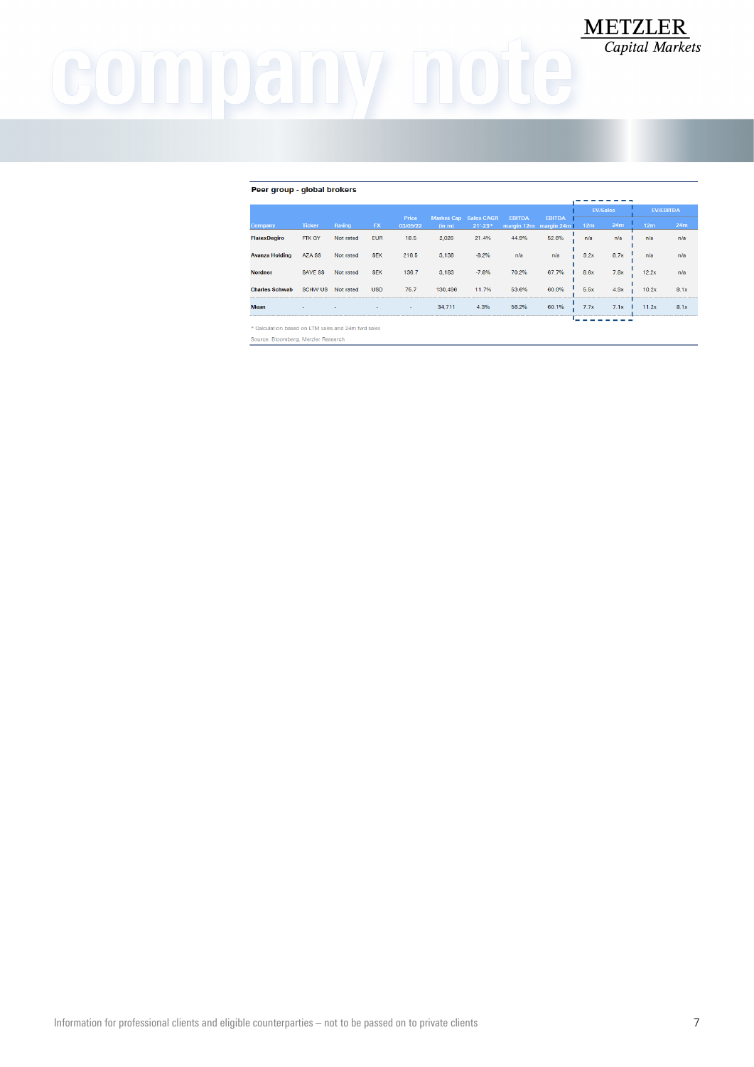**Peer group - global brokers**

| Company | Ticker | Rating | FX | Price 03/09/22 | Market Cap (in m) | Sales CAGR 21'-23'* | EBITDA margin 12m | EBITDA margin 24m | EV/Sales 12m | EV/Sales 24m | EV/EBITDA 12m | EV/EBITDA 24m |
|---|---|---|---|---|---|---|---|---|---|---|---|---|
| FlatexDegiro | FTK GY | Not rated | EUR | 18.5 | 2,026 | 21.4% | 44.9% | 52.6% | n/a | n/a | n/a | n/a |
| Avanza Holding | AZA SS | Not rated | SEK | 216.5 | 3,138 | -8.2% | n/a | n/a | 9.2x | 8.7x | n/a | n/a |
| Nordnet | SAVE SS | Not rated | SEK | 136.7 | 3,183 | -7.6% | 70.2% | 67.7% | 8.6x | 7.8x | 12.2x | n/a |
| Charles Schwab | SCHW US | Not rated | USD | 75.7 | 130,496 | 11.7% | 53.6% | 60.0% | 5.5x | 4.9x | 10.2x | 8.1x |
| Mean | - | - | - | - | 34,711 | 4.3% | 56.2% | 60.1% | 7.7x | 7.1x | 11.2x | 8.1x |

* Calculation based on LTM sales and 24m fwd sales

Source: Bloomberg, Metzler Research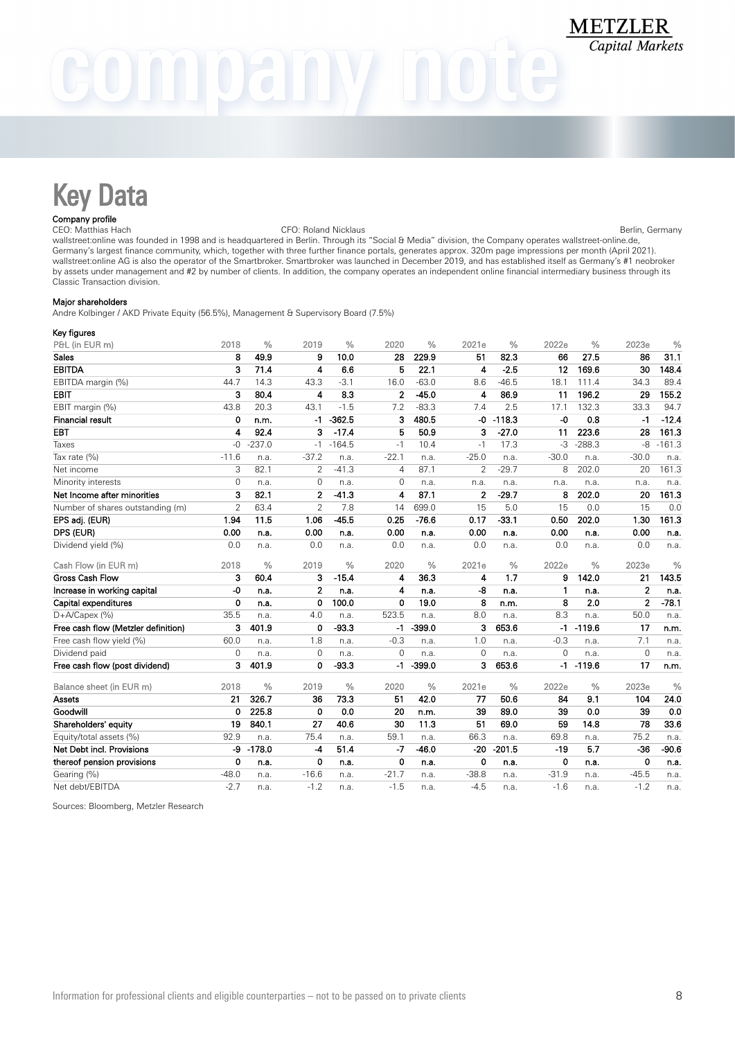# Key Data

**Company profile**

CEO: Matthias Hach | CFO: Roland Nicklaus | Berlin, Germany

wallstreet:online was founded in 1998 and is headquartered in Berlin. Through its "Social & Media" division, the Company operates wallstreet-online.de, Germany's largest finance community, which, together with three further finance portals, generates approx. 320m page impressions per month (April 2021). wallstreet:online AG is also the operator of the Smartbroker. Smartbroker was launched in December 2019, and has established itself as Germany's #1 neobroker by assets under management and #2 by number of clients. In addition, the company operates an independent online financial intermediary business through its Classic Transaction division.

**Major shareholders**

Andre Kolbinger / AKD Private Equity (56.5%), Management & Supervisory Board (7.5%)

**Key figures**

| P&L (in EUR m) | 2018 | % | 2019 | % | 2020 | % | 2021e | % | 2022e | % | 2023e | % |
|---|---|---|---|---|---|---|---|---|---|---|---|---|
| **Sales** | **8** | **49.9** | **9** | **10.0** | **28** | **229.9** | **51** | **82.3** | **66** | **27.5** | **86** | **31.1** |
| **EBITDA** | **3** | **71.4** | **4** | **6.6** | **5** | **22.1** | **4** | **-2.5** | **12** | **169.6** | **30** | **148.4** |
| EBITDA margin (%) | 44.7 | 14.3 | 43.3 | -3.1 | 16.0 | -63.0 | 8.6 | -46.5 | 18.1 | 111.4 | 34.3 | 89.4 |
| **EBIT** | **3** | **80.4** | **4** | **8.3** | **2** | **-45.0** | **4** | **86.9** | **11** | **196.2** | **29** | **155.2** |
| EBIT margin (%) | 43.8 | 20.3 | 43.1 | -1.5 | 7.2 | -83.3 | 7.4 | 2.5 | 17.1 | 132.3 | 33.3 | 94.7 |
| **Financial result** | **0** | **n.m.** | **-1** | **-362.5** | **3** | **480.5** | **-0** | **-118.3** | **-0** | **0.8** | **-1** | **-12.4** |
| **EBT** | **4** | **92.4** | **3** | **-17.4** | **5** | **50.9** | **3** | **-27.0** | **11** | **223.6** | **28** | **161.3** |
| Taxes | -0 | -237.0 | -1 | -164.5 | -1 | 10.4 | -1 | 17.3 | -3 | -288.3 | -8 | -161.3 |
| Tax rate (%) | -11.6 | n.a. | -37.2 | n.a. | -22.1 | n.a. | -25.0 | n.a. | -30.0 | n.a. | -30.0 | n.a. |
| Net income | 3 | 82.1 | 2 | -41.3 | 4 | 87.1 | 2 | -29.7 | 8 | 202.0 | 20 | 161.3 |
| Minority interests | 0 | n.a. | 0 | n.a. | 0 | n.a. | n.a. | n.a. | n.a. | n.a. | n.a. | n.a. |
| **Net Income after minorities** | **3** | **82.1** | **2** | **-41.3** | **4** | **87.1** | **2** | **-29.7** | **8** | **202.0** | **20** | **161.3** |
| Number of shares outstanding (m) | 2 | 63.4 | 2 | 7.8 | 14 | 699.0 | 15 | 5.0 | 15 | 0.0 | 15 | 0.0 |
| **EPS adj. (EUR)** | **1.94** | **11.5** | **1.06** | **-45.5** | **0.25** | **-76.6** | **0.17** | **-33.1** | **0.50** | **202.0** | **1.30** | **161.3** |
| **DPS (EUR)** | **0.00** | **n.a.** | **0.00** | **n.a.** | **0.00** | **n.a.** | **0.00** | **n.a.** | **0.00** | **n.a.** | **0.00** | **n.a.** |
| Dividend yield (%) | 0.0 | n.a. | 0.0 | n.a. | 0.0 | n.a. | 0.0 | n.a. | 0.0 | n.a. | 0.0 | n.a. |
| Cash Flow (in EUR m) | 2018 | % | 2019 | % | 2020 | % | 2021e | % | 2022e | % | 2023e | % |
| **Gross Cash Flow** | **3** | **60.4** | **3** | **-15.4** | **4** | **36.3** | **4** | **1.7** | **9** | **142.0** | **21** | **143.5** |
| **Increase in working capital** | **-0** | **n.a.** | **2** | **n.a.** | **4** | **n.a.** | **-8** | **n.a.** | **1** | **n.a.** | **2** | **n.a.** |
| **Capital expenditures** | **0** | **n.a.** | **0** | **100.0** | **0** | **19.0** | **8** | **n.m.** | **8** | **2.0** | **2** | **-78.1** |
| D+A/Capex (%) | 35.5 | n.a. | 4.0 | n.a. | 523.5 | n.a. | 8.0 | n.a. | 8.3 | n.a. | 50.0 | n.a. |
| **Free cash flow (Metzler definition)** | **3** | **401.9** | **0** | **-93.3** | **-1** | **-399.0** | **3** | **653.6** | **-1** | **-119.6** | **17** | **n.m.** |
| Free cash flow yield (%) | 60.0 | n.a. | 1.8 | n.a. | -0.3 | n.a. | 1.0 | n.a. | -0.3 | n.a. | 7.1 | n.a. |
| Dividend paid | 0 | n.a. | 0 | n.a. | 0 | n.a. | 0 | n.a. | 0 | n.a. | 0 | n.a. |
| **Free cash flow (post dividend)** | **3** | **401.9** | **0** | **-93.3** | **-1** | **-399.0** | **3** | **653.6** | **-1** | **-119.6** | **17** | **n.m.** |
| Balance sheet (in EUR m) | 2018 | % | 2019 | % | 2020 | % | 2021e | % | 2022e | % | 2023e | % |
| **Assets** | **21** | **326.7** | **36** | **73.3** | **51** | **42.0** | **77** | **50.6** | **84** | **9.1** | **104** | **24.0** |
| **Goodwill** | **0** | **225.8** | **0** | **0.0** | **20** | **n.m.** | **39** | **89.0** | **39** | **0.0** | **39** | **0.0** |
| **Shareholders' equity** | **19** | **840.1** | **27** | **40.6** | **30** | **11.3** | **51** | **69.0** | **59** | **14.8** | **78** | **33.6** |
| Equity/total assets (%) | 92.9 | n.a. | 75.4 | n.a. | 59.1 | n.a. | 66.3 | n.a. | 69.8 | n.a. | 75.2 | n.a. |
| **Net Debt incl. Provisions** | **-9** | **-178.0** | **-4** | **51.4** | **-7** | **-46.0** | **-20** | **-201.5** | **-19** | **5.7** | **-36** | **-90.6** |
| **thereof pension provisions** | **0** | **n.a.** | **0** | **n.a.** | **0** | **n.a.** | **0** | **n.a.** | **0** | **n.a.** | **0** | **n.a.** |
| Gearing (%) | -48.0 | n.a. | -16.6 | n.a. | -21.7 | n.a. | -38.8 | n.a. | -31.9 | n.a. | -45.5 | n.a. |
| Net debt/EBITDA | -2.7 | n.a. | -1.2 | n.a. | -1.5 | n.a. | -4.5 | n.a. | -1.6 | n.a. | -1.2 | n.a. |

Sources: Bloomberg, Metzler Research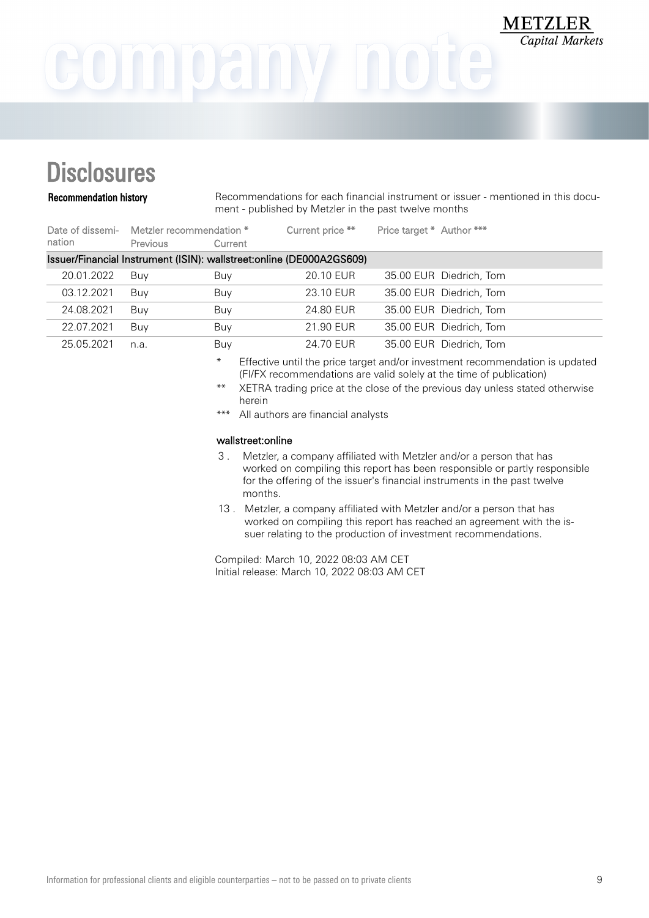# Disclosures

**Recommendation history**

Recommendations for each financial instrument or issuer - mentioned in this document - published by Metzler in the past twelve months

| Date of dissemination | Metzler recommendation * | | Current price ** | Price target * | Author *** |
|---|---|---|---|---|---|
| | Previous | Current | | | |
| **Issuer/Financial Instrument (ISIN): wallstreet:online (DE000A2GS609)** | | | | | |
| 20.01.2022 | Buy | Buy | 20.10 EUR | 35.00 EUR | Diedrich, Tom |
| 03.12.2021 | Buy | Buy | 23.10 EUR | 35.00 EUR | Diedrich, Tom |
| 24.08.2021 | Buy | Buy | 24.80 EUR | 35.00 EUR | Diedrich, Tom |
| 22.07.2021 | Buy | Buy | 21.90 EUR | 35.00 EUR | Diedrich, Tom |
| 25.05.2021 | n.a. | Buy | 24.70 EUR | 35.00 EUR | Diedrich, Tom |

\* Effective until the price target and/or investment recommendation is updated (FI/FX recommendations are valid solely at the time of publication)

\*\* XETRA trading price at the close of the previous day unless stated otherwise herein

\*\*\* All authors are financial analysts

**wallstreet:online**

3 . Metzler, a company affiliated with Metzler and/or a person that has worked on compiling this report has been responsible or partly responsible for the offering of the issuer's financial instruments in the past twelve months.

13 . Metzler, a company affiliated with Metzler and/or a person that has worked on compiling this report has reached an agreement with the issuer relating to the production of investment recommendations.

Compiled: March 10, 2022 08:03 AM CET
Initial release: March 10, 2022 08:03 AM CET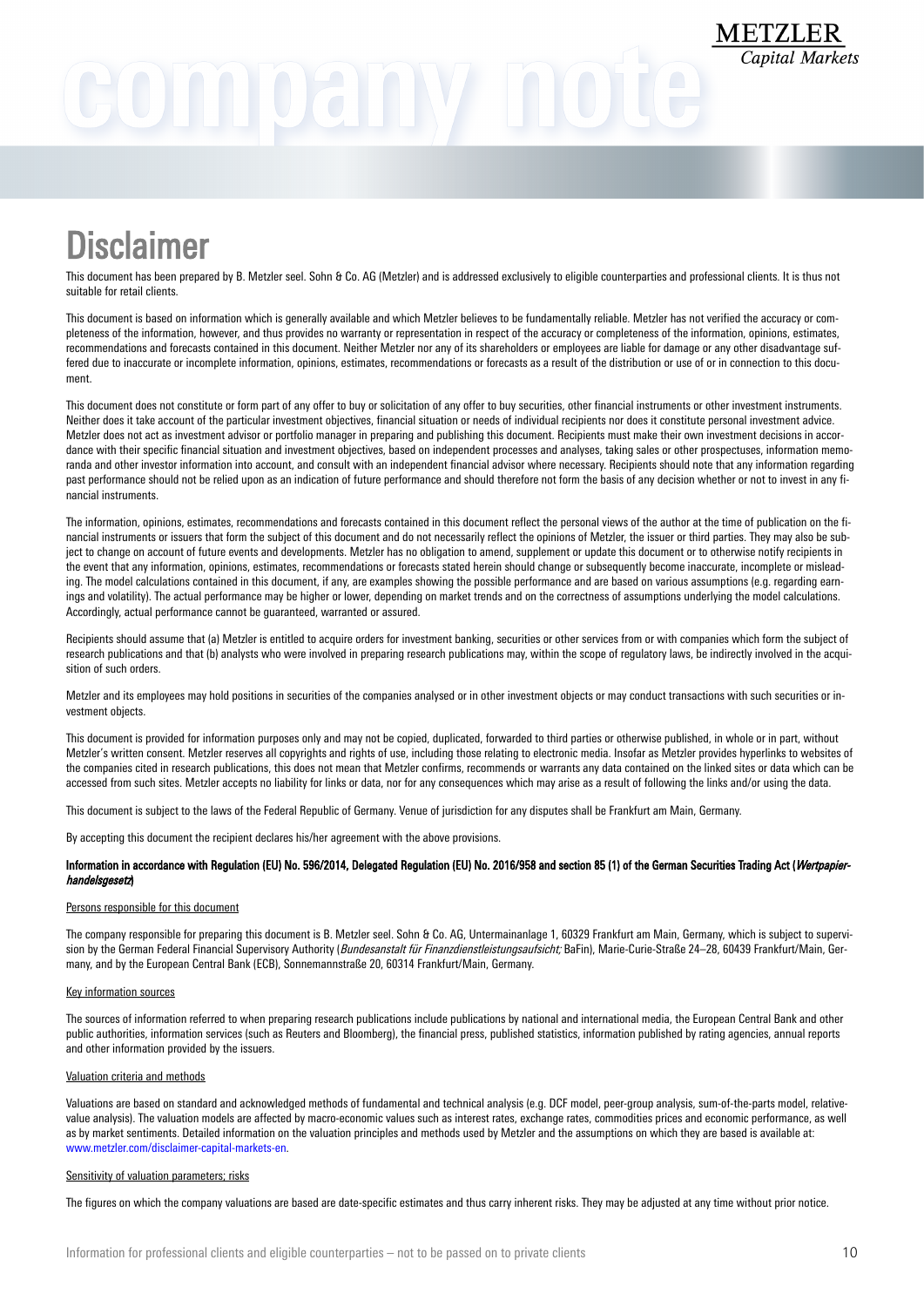# Disclaimer

This document has been prepared by B. Metzler seel. Sohn & Co. AG (Metzler) and is addressed exclusively to eligible counterparties and professional clients. It is thus not suitable for retail clients.

This document is based on information which is generally available and which Metzler believes to be fundamentally reliable. Metzler has not verified the accuracy or completeness of the information, however, and thus provides no warranty or representation in respect of the accuracy or completeness of the information, opinions, estimates, recommendations and forecasts contained in this document. Neither Metzler nor any of its shareholders or employees are liable for damage or any other disadvantage suffered due to inaccurate or incomplete information, opinions, estimates, recommendations or forecasts as a result of the distribution or use of or in connection to this document.

This document does not constitute or form part of any offer to buy or solicitation of any offer to buy securities, other financial instruments or other investment instruments. Neither does it take account of the particular investment objectives, financial situation or needs of individual recipients nor does it constitute personal investment advice. Metzler does not act as investment advisor or portfolio manager in preparing and publishing this document. Recipients must make their own investment decisions in accordance with their specific financial situation and investment objectives, based on independent processes and analyses, taking sales or other prospectuses, information memoranda and other investor information into account, and consult with an independent financial advisor where necessary. Recipients should note that any information regarding past performance should not be relied upon as an indication of future performance and should therefore not form the basis of any decision whether or not to invest in any financial instruments.

The information, opinions, estimates, recommendations and forecasts contained in this document reflect the personal views of the author at the time of publication on the financial instruments or issuers that form the subject of this document and do not necessarily reflect the opinions of Metzler, the issuer or third parties. They may also be subject to change on account of future events and developments. Metzler has no obligation to amend, supplement or update this document or to otherwise notify recipients in the event that any information, opinions, estimates, recommendations or forecasts stated herein should change or subsequently become inaccurate, incomplete or misleading. The model calculations contained in this document, if any, are examples showing the possible performance and are based on various assumptions (e.g. regarding earnings and volatility). The actual performance may be higher or lower, depending on market trends and on the correctness of assumptions underlying the model calculations. Accordingly, actual performance cannot be guaranteed, warranted or assured.

Recipients should assume that (a) Metzler is entitled to acquire orders for investment banking, securities or other services from or with companies which form the subject of research publications and that (b) analysts who were involved in preparing research publications may, within the scope of regulatory laws, be indirectly involved in the acquisition of such orders.

Metzler and its employees may hold positions in securities of the companies analysed or in other investment objects or may conduct transactions with such securities or investment objects.

This document is provided for information purposes only and may not be copied, duplicated, forwarded to third parties or otherwise published, in whole or in part, without Metzler's written consent. Metzler reserves all copyrights and rights of use, including those relating to electronic media. Insofar as Metzler provides hyperlinks to websites of the companies cited in research publications, this does not mean that Metzler confirms, recommends or warrants any data contained on the linked sites or data which can be accessed from such sites. Metzler accepts no liability for links or data, nor for any consequences which may arise as a result of following the links and/or using the data.

This document is subject to the laws of the Federal Republic of Germany. Venue of jurisdiction for any disputes shall be Frankfurt am Main, Germany.

By accepting this document the recipient declares his/her agreement with the above provisions.

**Information in accordance with Regulation (EU) No. 596/2014, Delegated Regulation (EU) No. 2016/958 and section 85 (1) of the German Securities Trading Act (*Wertpapierhandelsgesetz*)**

Persons responsible for this document

The company responsible for preparing this document is B. Metzler seel. Sohn & Co. AG, Untermainanlage 1, 60329 Frankfurt am Main, Germany, which is subject to supervision by the German Federal Financial Supervisory Authority (*Bundesanstalt für Finanzdienstleistungsaufsicht;* BaFin), Marie-Curie-Straße 24–28, 60439 Frankfurt/Main, Germany, and by the European Central Bank (ECB), Sonnemannstraße 20, 60314 Frankfurt/Main, Germany.

Key information sources

The sources of information referred to when preparing research publications include publications by national and international media, the European Central Bank and other public authorities, information services (such as Reuters and Bloomberg), the financial press, published statistics, information published by rating agencies, annual reports and other information provided by the issuers.

Valuation criteria and methods

Valuations are based on standard and acknowledged methods of fundamental and technical analysis (e.g. DCF model, peer-group analysis, sum-of-the-parts model, relative-value analysis). The valuation models are affected by macro-economic values such as interest rates, exchange rates, commodities prices and economic performance, as well as by market sentiments. Detailed information on the valuation principles and methods used by Metzler and the assumptions on which they are based is available at: www.metzler.com/disclaimer-capital-markets-en.

Sensitivity of valuation parameters; risks

The figures on which the company valuations are based are date-specific estimates and thus carry inherent risks. They may be adjusted at any time without prior notice.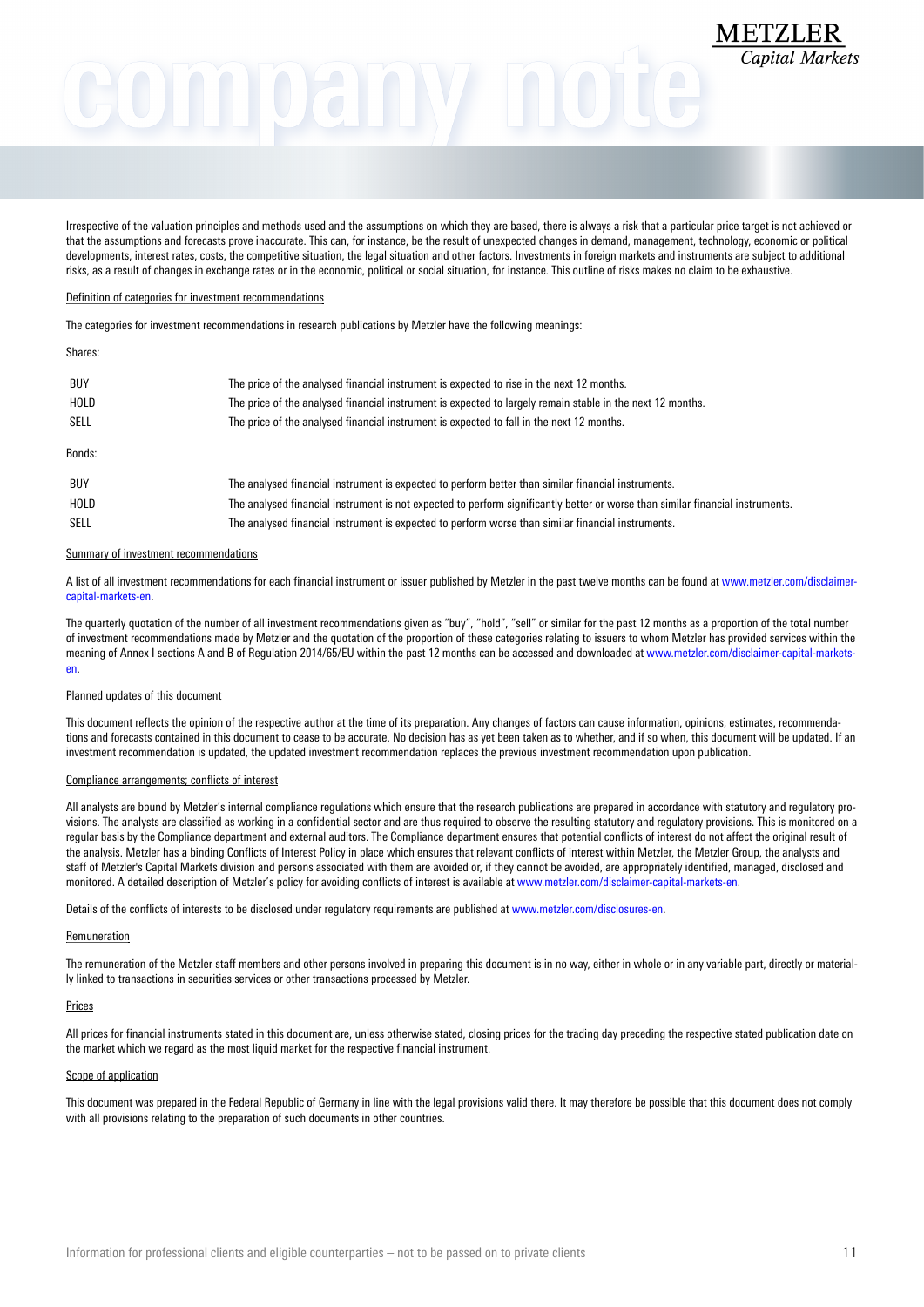Irrespective of the valuation principles and methods used and the assumptions on which they are based, there is always a risk that a particular price target is not achieved or that the assumptions and forecasts prove inaccurate. This can, for instance, be the result of unexpected changes in demand, management, technology, economic or political developments, interest rates, costs, the competitive situation, the legal situation and other factors. Investments in foreign markets and instruments are subject to additional risks, as a result of changes in exchange rates or in the economic, political or social situation, for instance. This outline of risks makes no claim to be exhaustive.

Definition of categories for investment recommendations

The categories for investment recommendations in research publications by Metzler have the following meanings:

Shares:

| | |
|---|---|
| BUY | The price of the analysed financial instrument is expected to rise in the next 12 months. |
| HOLD | The price of the analysed financial instrument is expected to largely remain stable in the next 12 months. |
| SELL | The price of the analysed financial instrument is expected to fall in the next 12 months. |

Bonds:

| | |
|---|---|
| BUY | The analysed financial instrument is expected to perform better than similar financial instruments. |
| HOLD | The analysed financial instrument is not expected to perform significantly better or worse than similar financial instruments. |
| SELL | The analysed financial instrument is expected to perform worse than similar financial instruments. |

Summary of investment recommendations

A list of all investment recommendations for each financial instrument or issuer published by Metzler in the past twelve months can be found at www.metzler.com/disclaimer-capital-markets-en.

The quarterly quotation of the number of all investment recommendations given as "buy", "hold", "sell" or similar for the past 12 months as a proportion of the total number of investment recommendations made by Metzler and the quotation of the proportion of these categories relating to issuers to whom Metzler has provided services within the meaning of Annex I sections A and B of Regulation 2014/65/EU within the past 12 months can be accessed and downloaded at www.metzler.com/disclaimer-capital-markets-en.

Planned updates of this document

This document reflects the opinion of the respective author at the time of its preparation. Any changes of factors can cause information, opinions, estimates, recommendations and forecasts contained in this document to cease to be accurate. No decision has as yet been taken as to whether, and if so when, this document will be updated. If an investment recommendation is updated, the updated investment recommendation replaces the previous investment recommendation upon publication.

Compliance arrangements; conflicts of interest

All analysts are bound by Metzler's internal compliance regulations which ensure that the research publications are prepared in accordance with statutory and regulatory provisions. The analysts are classified as working in a confidential sector and are thus required to observe the resulting statutory and regulatory provisions. This is monitored on a regular basis by the Compliance department and external auditors. The Compliance department ensures that potential conflicts of interest do not affect the original result of the analysis. Metzler has a binding Conflicts of Interest Policy in place which ensures that relevant conflicts of interest within Metzler, the Metzler Group, the analysts and staff of Metzler's Capital Markets division and persons associated with them are avoided or, if they cannot be avoided, are appropriately identified, managed, disclosed and monitored. A detailed description of Metzler's policy for avoiding conflicts of interest is available at www.metzler.com/disclaimer-capital-markets-en.

Details of the conflicts of interests to be disclosed under regulatory requirements are published at www.metzler.com/disclosures-en.

Remuneration

The remuneration of the Metzler staff members and other persons involved in preparing this document is in no way, either in whole or in any variable part, directly or materially linked to transactions in securities services or other transactions processed by Metzler.

Prices

All prices for financial instruments stated in this document are, unless otherwise stated, closing prices for the trading day preceding the respective stated publication date on the market which we regard as the most liquid market for the respective financial instrument.

Scope of application

This document was prepared in the Federal Republic of Germany in line with the legal provisions valid there. It may therefore be possible that this document does not comply with all provisions relating to the preparation of such documents in other countries.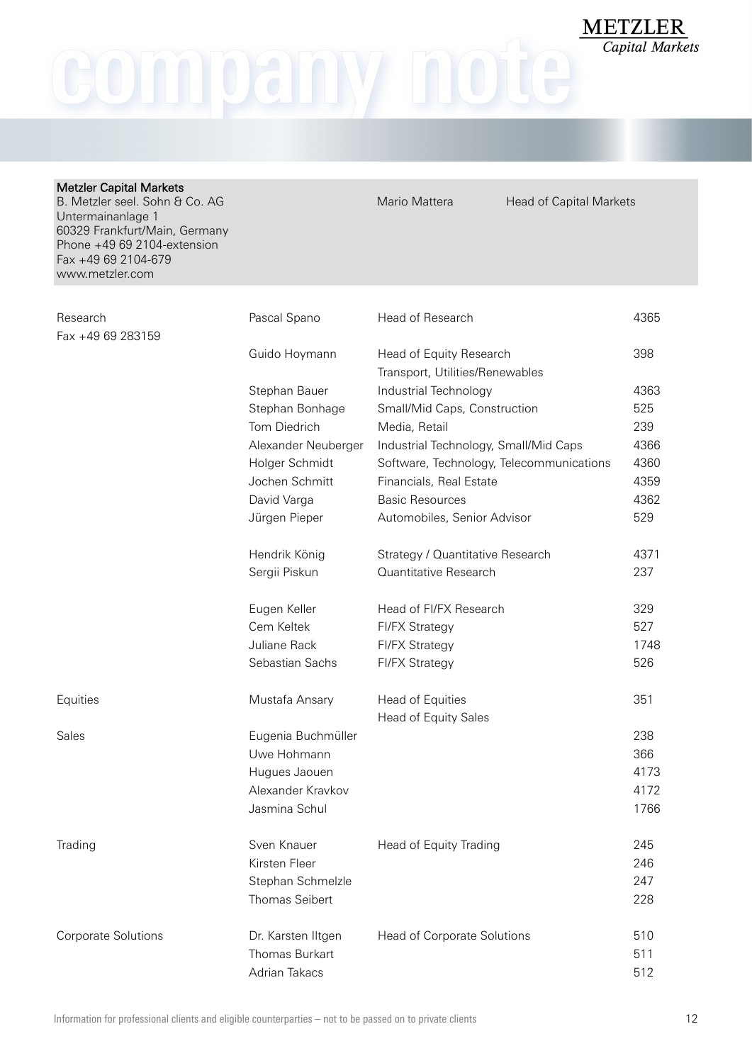**Metzler Capital Markets**
B. Metzler seel. Sohn & Co. AG
Untermainanlage 1
60329 Frankfurt/Main, Germany
Phone +49 69 2104-extension
Fax +49 69 2104-679
www.metzler.com

Mario Mattera — Head of Capital Markets

| | | | |
|---|---|---|---|
| Research<br>Fax +49 69 283159 | Pascal Spano | Head of Research | 4365 |
| | Guido Hoymann | Head of Equity Research<br>Transport, Utilities/Renewables | 398 |
| | Stephan Bauer | Industrial Technology | 4363 |
| | Stephan Bonhage | Small/Mid Caps, Construction | 525 |
| | Tom Diedrich | Media, Retail | 239 |
| | Alexander Neuberger | Industrial Technology, Small/Mid Caps | 4366 |
| | Holger Schmidt | Software, Technology, Telecommunications | 4360 |
| | Jochen Schmitt | Financials, Real Estate | 4359 |
| | David Varga | Basic Resources | 4362 |
| | Jürgen Pieper | Automobiles, Senior Advisor | 529 |
| | Hendrik König | Strategy / Quantitative Research | 4371 |
| | Sergii Piskun | Quantitative Research | 237 |
| | Eugen Keller | Head of FI/FX Research | 329 |
| | Cem Keltek | FI/FX Strategy | 527 |
| | Juliane Rack | FI/FX Strategy | 1748 |
| | Sebastian Sachs | FI/FX Strategy | 526 |
| Equities | Mustafa Ansary | Head of Equities<br>Head of Equity Sales | 351 |
| Sales | Eugenia Buchmüller | | 238 |
| | Uwe Hohmann | | 366 |
| | Hugues Jaouen | | 4173 |
| | Alexander Kravkov | | 4172 |
| | Jasmina Schul | | 1766 |
| Trading | Sven Knauer | Head of Equity Trading | 245 |
| | Kirsten Fleer | | 246 |
| | Stephan Schmelzle | | 247 |
| | Thomas Seibert | | 228 |
| Corporate Solutions | Dr. Karsten Iltgen | Head of Corporate Solutions | 510 |
| | Thomas Burkart | | 511 |
| | Adrian Takacs | | 512 |

Information for professional clients and eligible counterparties – not to be passed on to private clients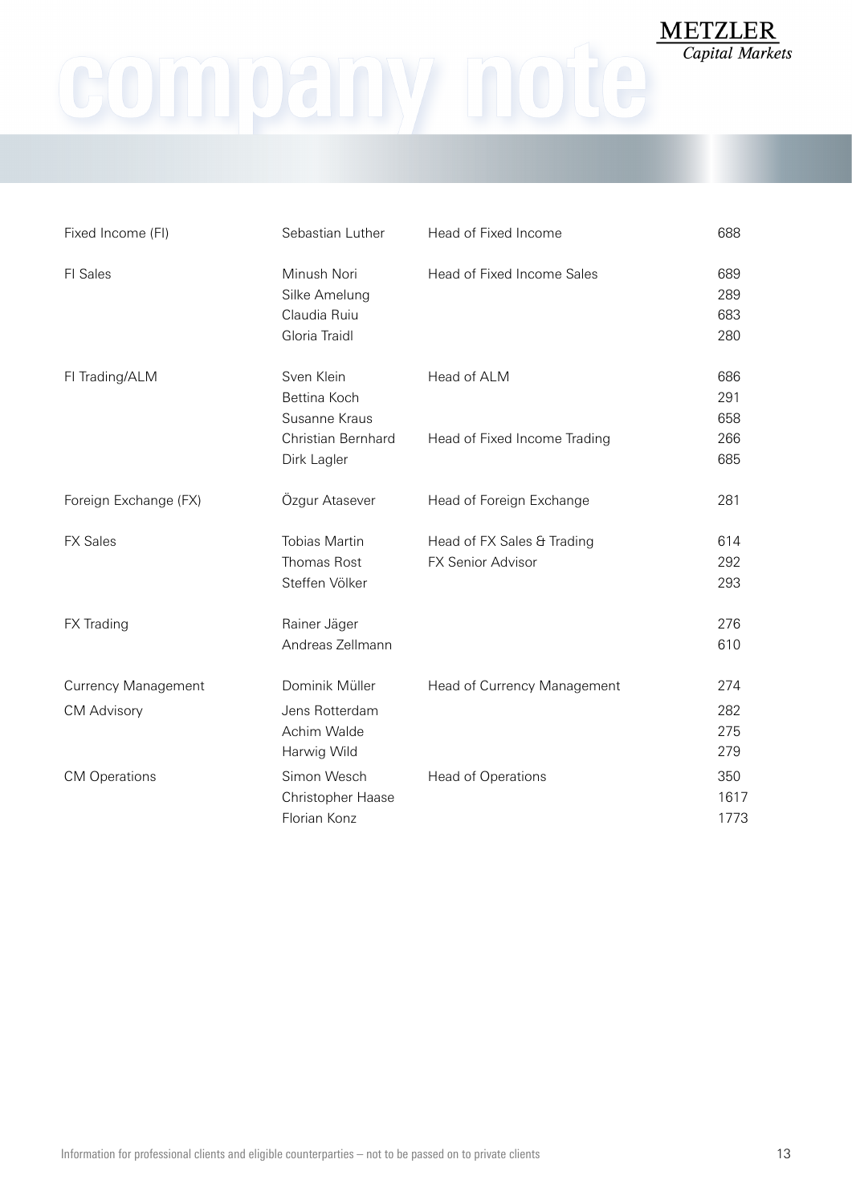| | | | |
|---|---|---|---|
| Fixed Income (FI) | Sebastian Luther | Head of Fixed Income | 688 |
| FI Sales | Minush Nori | Head of Fixed Income Sales | 689 |
| | Silke Amelung | | 289 |
| | Claudia Ruiu | | 683 |
| | Gloria Traidl | | 280 |
| FI Trading/ALM | Sven Klein | Head of ALM | 686 |
| | Bettina Koch | | 291 |
| | Susanne Kraus | | 658 |
| | Christian Bernhard | Head of Fixed Income Trading | 266 |
| | Dirk Lagler | | 685 |
| Foreign Exchange (FX) | Özgur Atasever | Head of Foreign Exchange | 281 |
| FX Sales | Tobias Martin | Head of FX Sales & Trading | 614 |
| | Thomas Rost | FX Senior Advisor | 292 |
| | Steffen Völker | | 293 |
| FX Trading | Rainer Jäger | | 276 |
| | Andreas Zellmann | | 610 |
| Currency Management | Dominik Müller | Head of Currency Management | 274 |
| CM Advisory | Jens Rotterdam | | 282 |
| | Achim Walde | | 275 |
| | Harwig Wild | | 279 |
| CM Operations | Simon Wesch | Head of Operations | 350 |
| | Christopher Haase | | 1617 |
| | Florian Konz | | 1773 |

Information for professional clients and eligible counterparties – not to be passed on to private clients